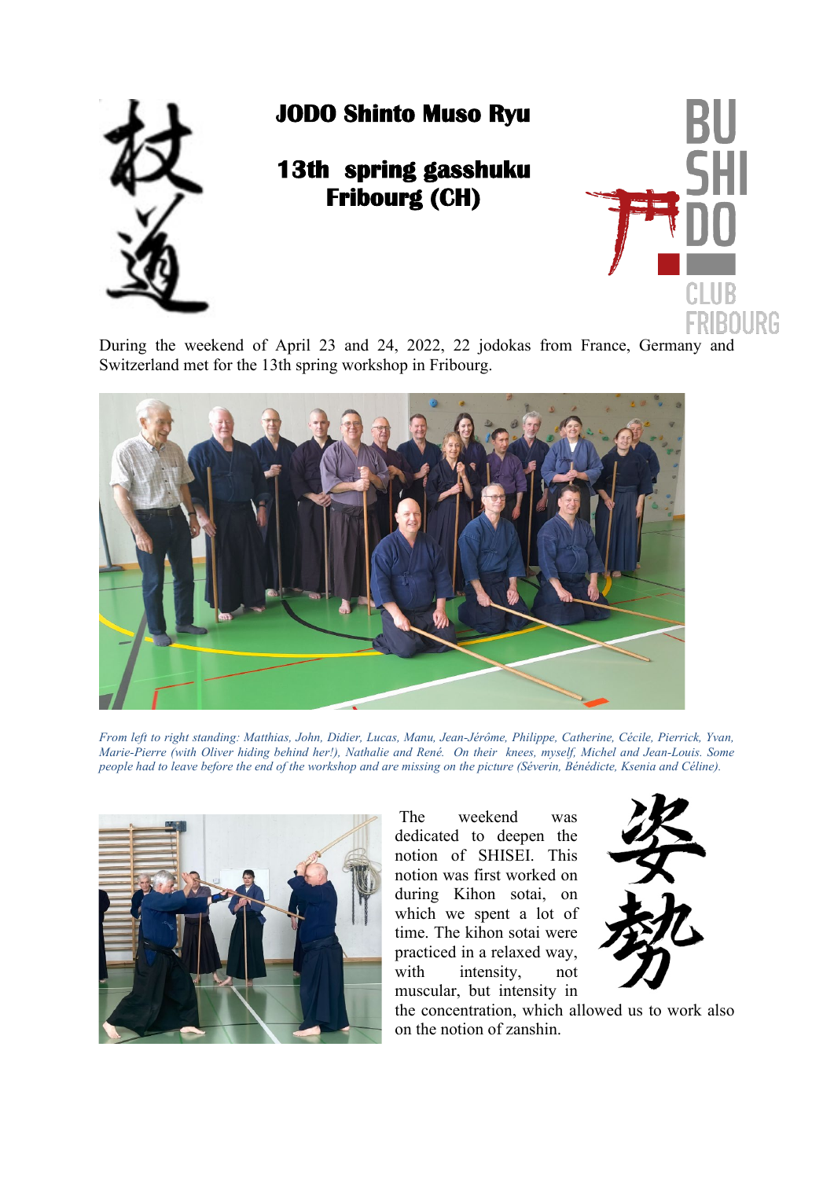# JODO Shinto Muso Ryu

## 13th spring gasshuku
## Fribourg (CH)

BUSHIDO CLUB FRIBOURG

During the weekend of April 23 and 24, 2022, 22 jodokas from France, Germany and Switzerland met for the 13th spring workshop in Fribourg.

*From left to right standing: Matthias, John, Didier, Lucas, Manu, Jean-Jérôme, Philippe, Catherine, Cécile, Pierrick, Yvan, Marie-Pierre (with Oliver hiding behind her!), Nathalie and René. On their knees, myself, Michel and Jean-Louis. Some people had to leave before the end of the workshop and are missing on the picture (Séverin, Bénédicte, Ksenia and Céline).*

The weekend was dedicated to deepen the notion of SHISEI. This notion was first worked on during Kihon sotai, on which we spent a lot of time. The kihon sotai were practiced in a relaxed way, with intensity, not muscular, but intensity in the concentration, which allowed us to work also on the notion of zanshin.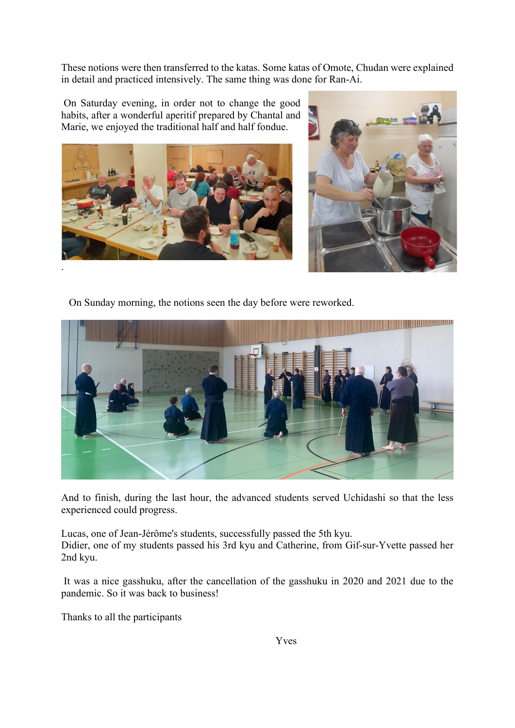These notions were then transferred to the katas. Some katas of Omote, Chudan were explained in detail and practiced intensively. The same thing was done for Ran-Ai.

On Saturday evening, in order not to change the good habits, after a wonderful aperitif prepared by Chantal and Marie, we enjoyed the traditional half and half fondue.

.

On Sunday morning, the notions seen the day before were reworked.

And to finish, during the last hour, the advanced students served Uchidashi so that the less experienced could progress.

Lucas, one of Jean-Jérôme's students, successfully passed the 5th kyu.
Didier, one of my students passed his 3rd kyu and Catherine, from Gif-sur-Yvette passed her 2nd kyu.

It was a nice gasshuku, after the cancellation of the gasshuku in 2020 and 2021 due to the pandemic. So it was back to business!

Thanks to all the participants

Yves